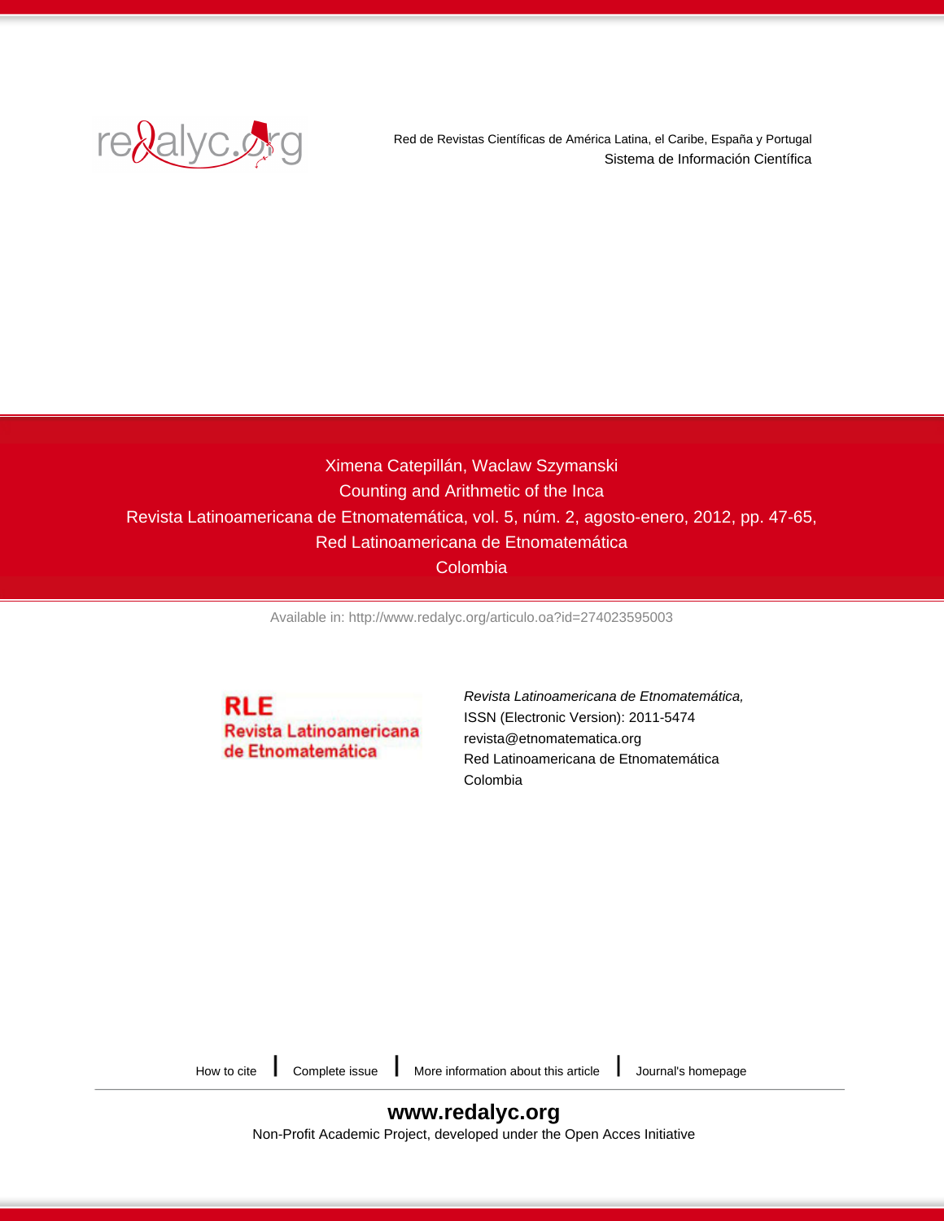Red de Revistas Científicas de América Latina, el Caribe, España y Portugal

Sistema de Información Científica

Ximena Catepillán, Waclaw Szymanski

Counting and Arithmetic of the Inca

Revista Latinoamericana de Etnomatemática, vol. 5, núm. 2, agosto-enero, 2012, pp. 47-65,

Red Latinoamericana de Etnomatemática

Colombia

Available in: http://www.redalyc.org/articulo.oa?id=274023595003

*Revista Latinoamericana de Etnomatemática,*

ISSN (Electronic Version): 2011-5474

revista@etnomatematica.org

Red Latinoamericana de Etnomatemática

Colombia

How to cite | Complete issue | More information about this article | Journal's homepage

**www.redalyc.org**

Non-Profit Academic Project, developed under the Open Acces Initiative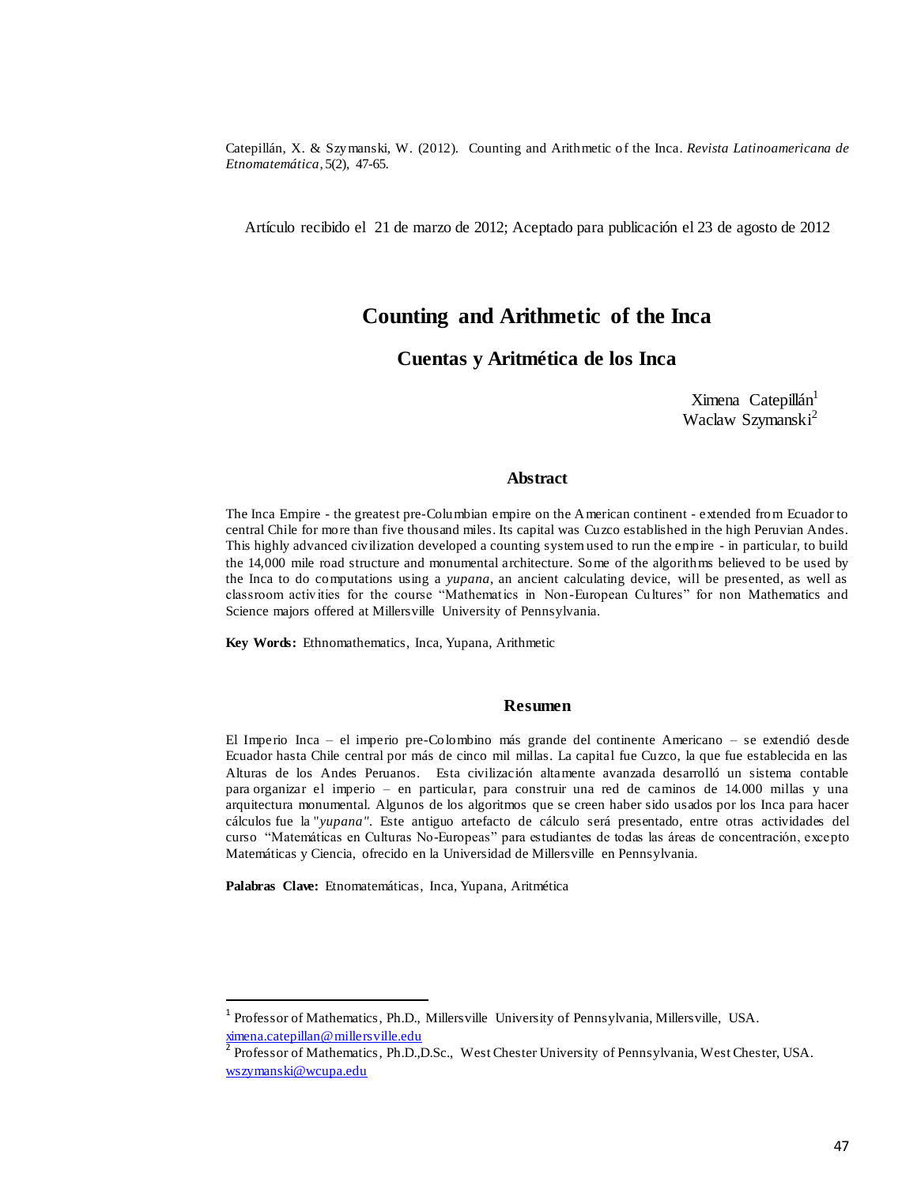Catepillán, X. & Szymanski, W. (2012). Counting and Arithmetic of the Inca. *Revista Latinoamericana de Etnomatemática*, 5(2), 47-65.

Artículo recibido el 21 de marzo de 2012; Aceptado para publicación el 23 de agosto de 2012

# Counting and Arithmetic of the Inca

## Cuentas y Aritmética de los Inca

Ximena Catepillán[1]
Waclaw Szymanski[2]

### Abstract

The Inca Empire - the greatest pre-Columbian empire on the American continent - extended from Ecuador to central Chile for more than five thousand miles. Its capital was Cuzco established in the high Peruvian Andes. This highly advanced civilization developed a counting system used to run the empire - in particular, to build the 14,000 mile road structure and monumental architecture. Some of the algorithms believed to be used by the Inca to do computations using a *yupana*, an ancient calculating device, will be presented, as well as classroom activities for the course "Mathematics in Non-European Cultures" for non Mathematics and Science majors offered at Millersville University of Pennsylvania.

**Key Words:** Ethnomathematics, Inca, Yupana, Arithmetic

### Resumen

El Imperio Inca – el imperio pre-Colombino más grande del continente Americano – se extendió desde Ecuador hasta Chile central por más de cinco mil millas. La capital fue Cuzco, la que fue establecida en las Alturas de los Andes Peruanos. Esta civilización altamente avanzada desarrolló un sistema contable para organizar el imperio – en particular, para construir una red de caminos de 14.000 millas y una arquitectura monumental. Algunos de los algoritmos que se creen haber sido usados por los Inca para hacer cálculos fue la "*yupana"*. Este antiguo artefacto de cálculo será presentado, entre otras actividades del curso "Matemáticas en Culturas No-Europeas" para estudiantes de todas las áreas de concentración, excepto Matemáticas y Ciencia, ofrecido en la Universidad de Millersville en Pennsylvania.

**Palabras Clave:** Etnomatemáticas, Inca, Yupana, Aritmética

---

[1] Professor of Mathematics, Ph.D., Millersville University of Pennsylvania, Millersville, USA. ximena.catepillan@millersville.edu

[2] Professor of Mathematics, Ph.D.,D.Sc., West Chester University of Pennsylvania, West Chester, USA. wszymanski@wcupa.edu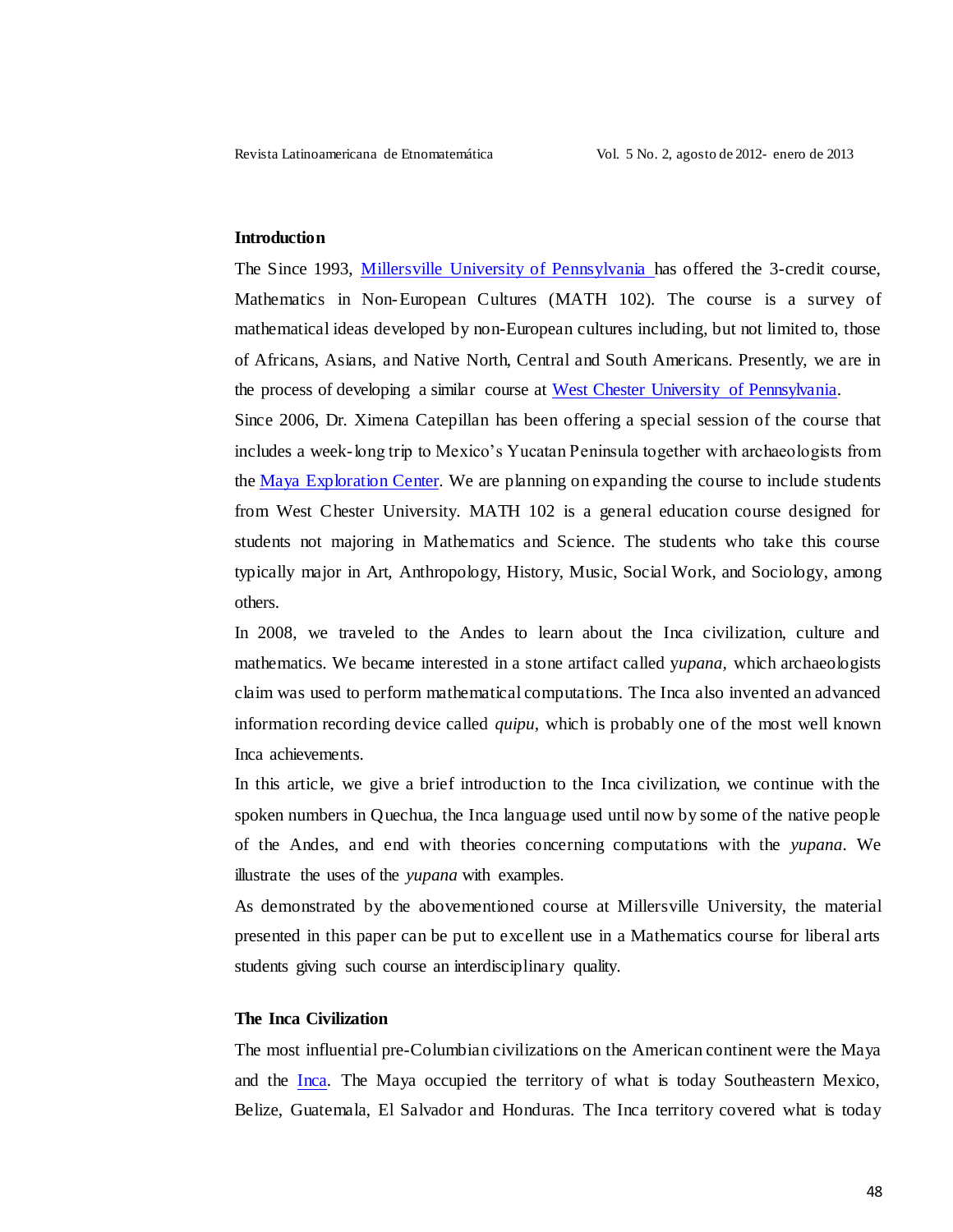## Introduction

The Since 1993, Millersville University of Pennsylvania has offered the 3-credit course, Mathematics in Non-European Cultures (MATH 102). The course is a survey of mathematical ideas developed by non-European cultures including, but not limited to, those of Africans, Asians, and Native North, Central and South Americans. Presently, we are in the process of developing a similar course at West Chester University of Pennsylvania.

Since 2006, Dr. Ximena Catepillan has been offering a special session of the course that includes a week-long trip to Mexico's Yucatan Peninsula together with archaeologists from the Maya Exploration Center. We are planning on expanding the course to include students from West Chester University. MATH 102 is a general education course designed for students not majoring in Mathematics and Science. The students who take this course typically major in Art, Anthropology, History, Music, Social Work, and Sociology, among others.

In 2008, we traveled to the Andes to learn about the Inca civilization, culture and mathematics. We became interested in a stone artifact called y*upana*, which archaeologists claim was used to perform mathematical computations. The Inca also invented an advanced information recording device called *quipu*, which is probably one of the most well known Inca achievements.

In this article, we give a brief introduction to the Inca civilization, we continue with the spoken numbers in Quechua, the Inca language used until now by some of the native people of the Andes, and end with theories concerning computations with the *yupana*. We illustrate the uses of the *yupana* with examples.

As demonstrated by the abovementioned course at Millersville University, the material presented in this paper can be put to excellent use in a Mathematics course for liberal arts students giving such course an interdisciplinary quality.

## The Inca Civilization

The most influential pre-Columbian civilizations on the American continent were the Maya and the Inca. The Maya occupied the territory of what is today Southeastern Mexico, Belize, Guatemala, El Salvador and Honduras. The Inca territory covered what is today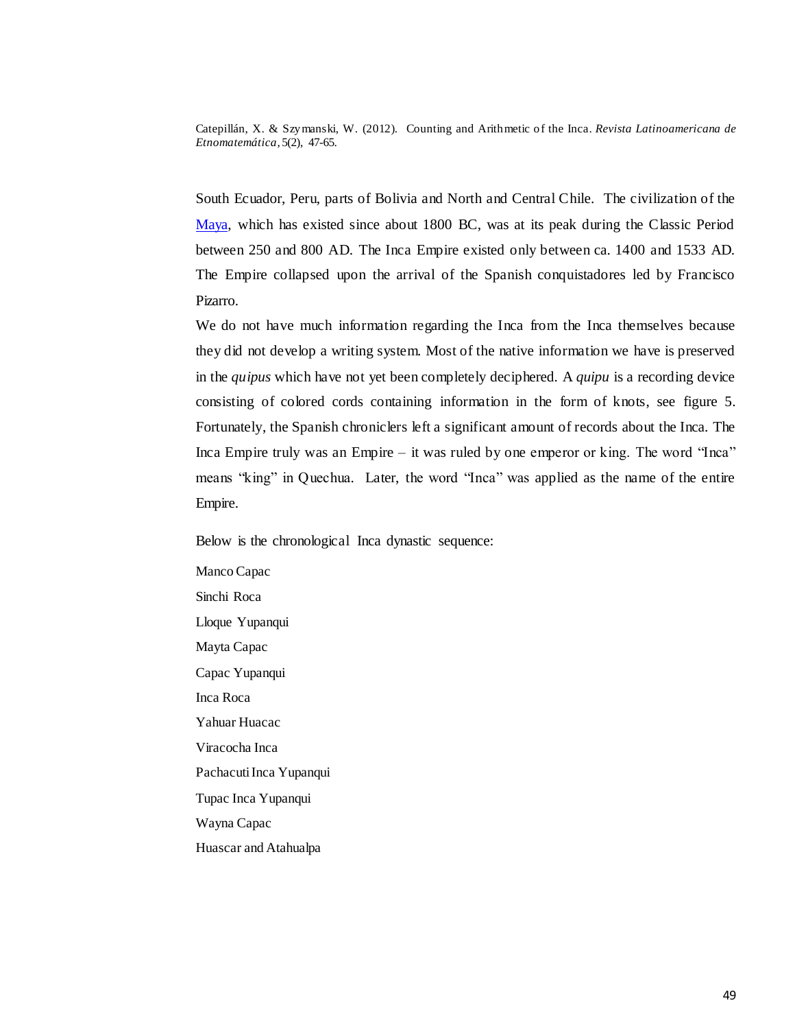South Ecuador, Peru, parts of Bolivia and North and Central Chile. The civilization of the Maya, which has existed since about 1800 BC, was at its peak during the Classic Period between 250 and 800 AD. The Inca Empire existed only between ca. 1400 and 1533 AD. The Empire collapsed upon the arrival of the Spanish conquistadores led by Francisco Pizarro.

We do not have much information regarding the Inca from the Inca themselves because they did not develop a writing system. Most of the native information we have is preserved in the *quipus* which have not yet been completely deciphered. A *quipu* is a recording device consisting of colored cords containing information in the form of knots, see figure 5. Fortunately, the Spanish chroniclers left a significant amount of records about the Inca. The Inca Empire truly was an Empire – it was ruled by one emperor or king. The word "Inca" means "king" in Quechua. Later, the word "Inca" was applied as the name of the entire Empire.

Below is the chronological Inca dynastic sequence:

Manco Capac

Sinchi Roca

Lloque Yupanqui

Mayta Capac

Capac Yupanqui

Inca Roca

Yahuar Huacac

Viracocha Inca

Pachacuti Inca Yupanqui

Tupac Inca Yupanqui

Wayna Capac

Huascar and Atahualpa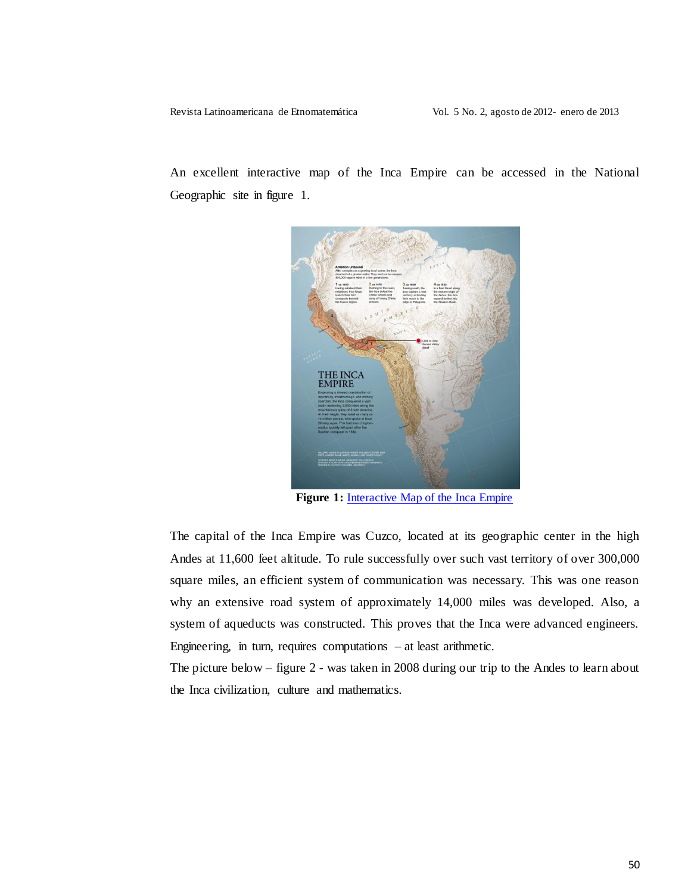An excellent interactive map of the Inca Empire can be accessed in the National Geographic site in figure 1.

**Figure 1:** Interactive Map of the Inca Empire

The capital of the Inca Empire was Cuzco, located at its geographic center in the high Andes at 11,600 feet altitude. To rule successfully over such vast territory of over 300,000 square miles, an efficient system of communication was necessary. This was one reason why an extensive road system of approximately 14,000 miles was developed. Also, a system of aqueducts was constructed. This proves that the Inca were advanced engineers. Engineering, in turn, requires computations – at least arithmetic.

The picture below – figure 2 - was taken in 2008 during our trip to the Andes to learn about the Inca civilization, culture and mathematics.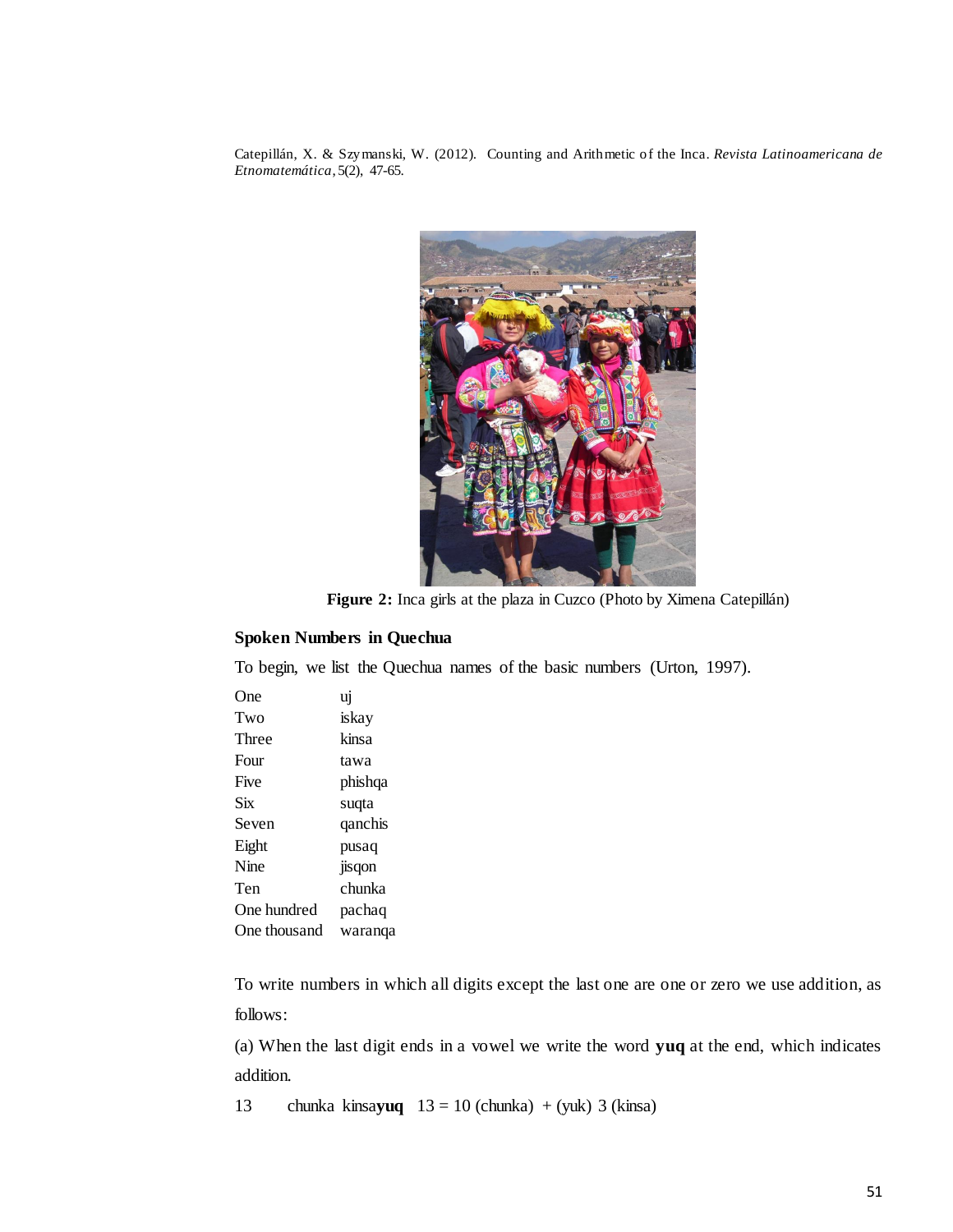Catepillán, X. & Szymanski, W. (2012). Counting and Arithmetic of the Inca. *Revista Latinoamericana de Etnomatemática*, 5(2), 47-65.

**Figure 2:** Inca girls at the plaza in Cuzco (Photo by Ximena Catepillán)

### Spoken Numbers in Quechua

To begin, we list the Quechua names of the basic numbers (Urton, 1997).

| | |
|---|---|
| One | uj |
| Two | iskay |
| Three | kinsa |
| Four | tawa |
| Five | phishqa |
| Six | suqta |
| Seven | qanchis |
| Eight | pusaq |
| Nine | jisqon |
| Ten | chunka |
| One hundred | pachaq |
| One thousand | waranqa |

To write numbers in which all digits except the last one are one or zero we use addition, as follows:

(a) When the last digit ends in a vowel we write the word **yuq** at the end, which indicates addition.

13 chunka kinsa**yuq** 13 = 10 (chunka) + (yuk) 3 (kinsa)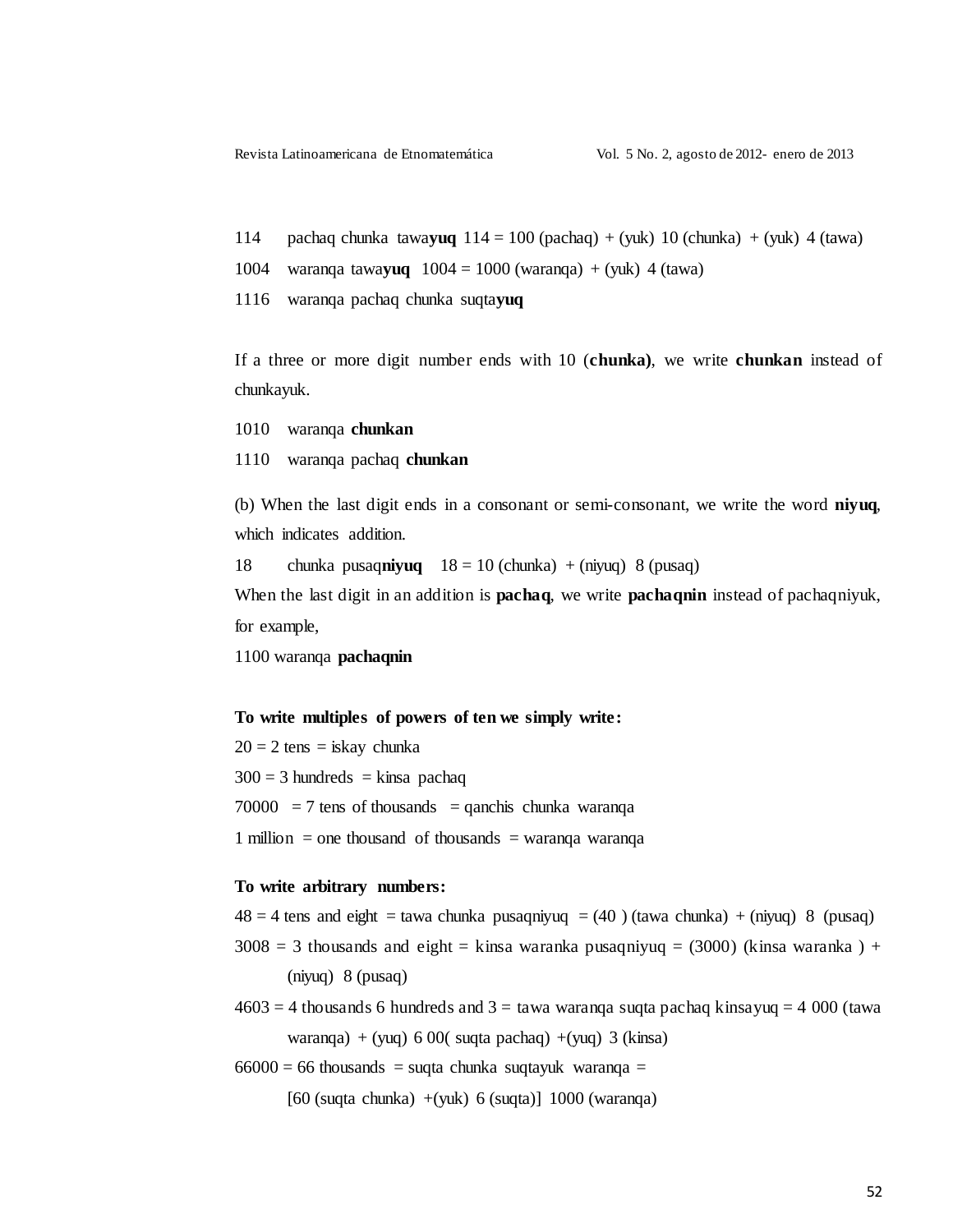114 pachaq chunka tawa**yuq** 114 = 100 (pachaq) + (yuk) 10 (chunka) + (yuk) 4 (tawa)

1004 waranqa tawa**yuq** 1004 = 1000 (waranqa) + (yuk) 4 (tawa)

1116 waranqa pachaq chunka suqta**yuq**

If a three or more digit number ends with 10 (**chunka)**, we write **chunkan** instead of chunkayuk.

1010 waranqa **chunkan**

1110 waranqa pachaq **chunkan**

(b) When the last digit ends in a consonant or semi-consonant, we write the word **niyuq**, which indicates addition.

18 chunka pusaq**niyuq** 18 = 10 (chunka) + (niyuq) 8 (pusaq)

When the last digit in an addition is **pachaq**, we write **pachaqnin** instead of pachaqniyuk, for example,

1100 waranqa **pachaqnin**

**To write multiples of powers of ten we simply write:**

20 = 2 tens = iskay chunka

300 = 3 hundreds = kinsa pachaq

70000 = 7 tens of thousands = qanchis chunka waranqa

1 million = one thousand of thousands = waranqa waranqa

**To write arbitrary numbers:**

48 = 4 tens and eight = tawa chunka pusaqniyuq = (40 ) (tawa chunka) + (niyuq) 8 (pusaq)

3008 = 3 thousands and eight = kinsa waranka pusaqniyuq = (3000) (kinsa waranka ) + (niyuq) 8 (pusaq)

4603 = 4 thousands 6 hundreds and 3 = tawa waranqa suqta pachaq kinsayuq = 4 000 (tawa waranqa) + (yuq) 6 00( suqta pachaq) +(yuq) 3 (kinsa)

66000 = 66 thousands = suqta chunka suqtayuk waranqa = [60 (suqta chunka) +(yuk) 6 (suqta)] 1000 (waranqa)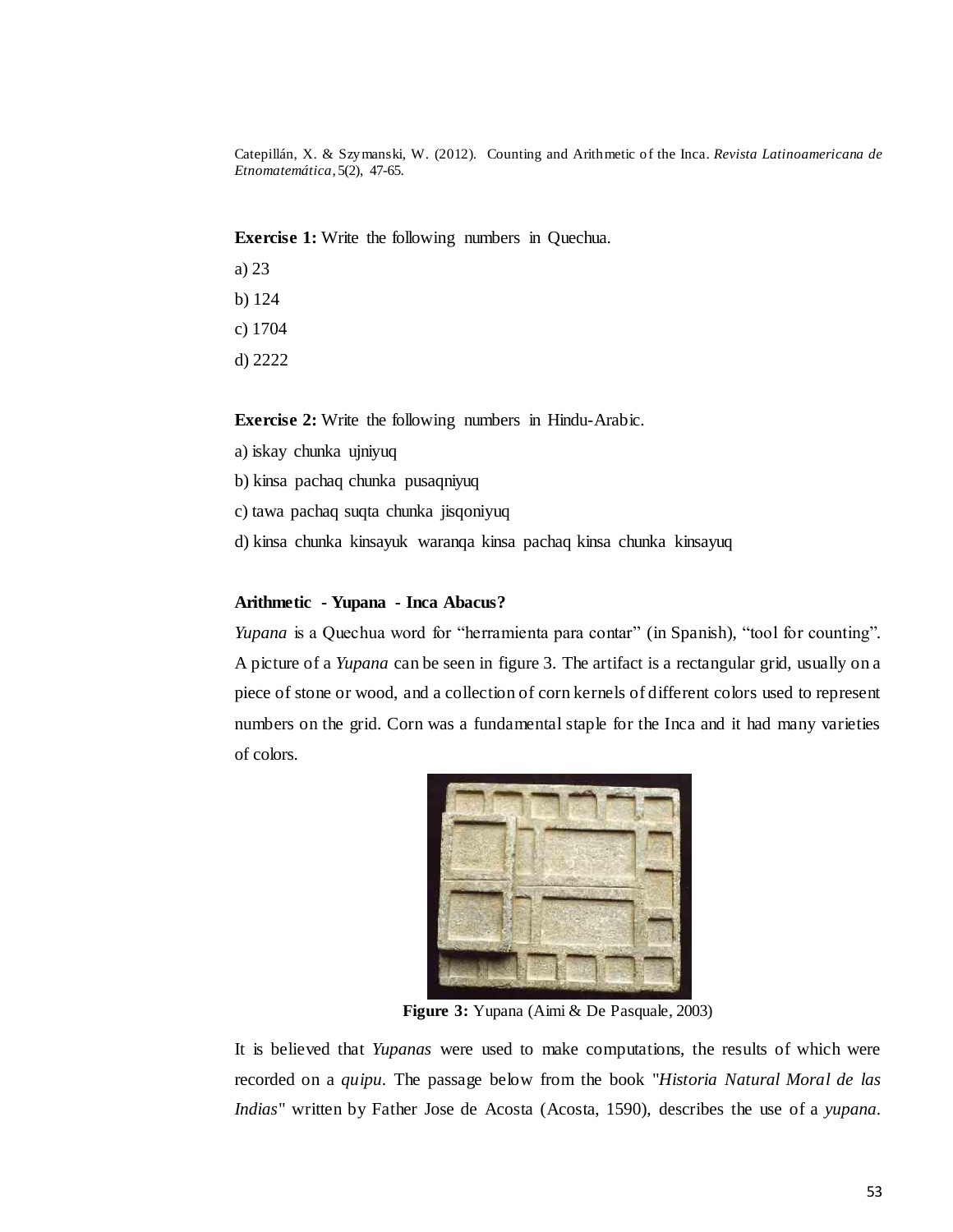Catepillán, X. & Szymanski, W. (2012). Counting and Arithmetic of the Inca. *Revista Latinoamericana de Etnomatemática*, 5(2), 47-65.

**Exercise 1:** Write the following numbers in Quechua.

a) 23

b) 124

c) 1704

d) 2222

**Exercise 2:** Write the following numbers in Hindu-Arabic.

a) iskay chunka ujniyuq

b) kinsa pachaq chunka pusaqniyuq

c) tawa pachaq suqta chunka jisqoniyuq

d) kinsa chunka kinsayuk waranqa kinsa pachaq kinsa chunka kinsayuq

**Arithmetic - Yupana - Inca Abacus?**

*Yupana* is a Quechua word for "herramienta para contar" (in Spanish), "tool for counting". A picture of a *Yupana* can be seen in figure 3. The artifact is a rectangular grid, usually on a piece of stone or wood, and a collection of corn kernels of different colors used to represent numbers on the grid. Corn was a fundamental staple for the Inca and it had many varieties of colors.

**Figure 3:** Yupana (Aimi & De Pasquale, 2003)

It is believed that *Yupanas* were used to make computations, the results of which were recorded on a *quipu*. The passage below from the book "*Historia Natural Moral de las Indias*" written by Father Jose de Acosta (Acosta, 1590), describes the use of a *yupana*.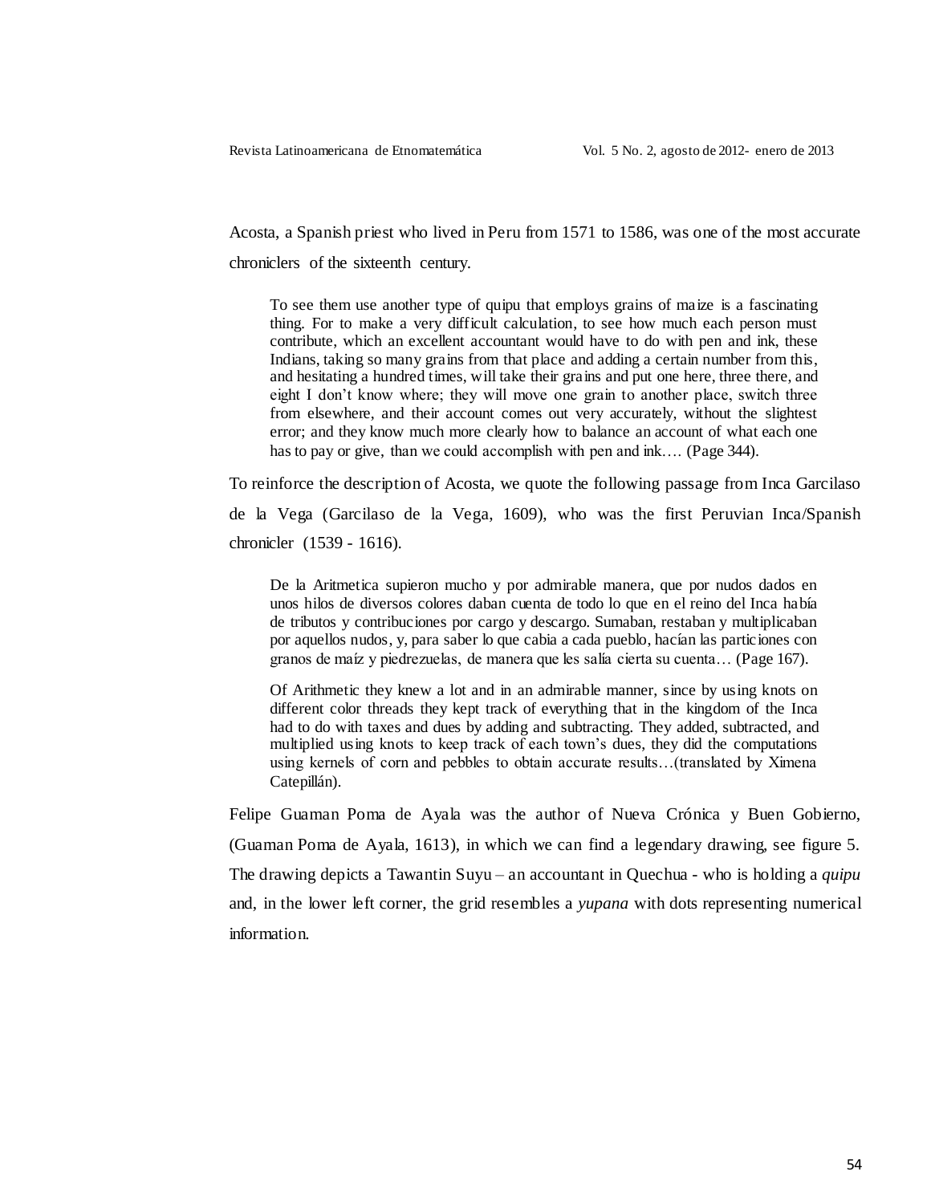Acosta, a Spanish priest who lived in Peru from 1571 to 1586, was one of the most accurate chroniclers of the sixteenth century.

> To see them use another type of quipu that employs grains of maize is a fascinating thing. For to make a very difficult calculation, to see how much each person must contribute, which an excellent accountant would have to do with pen and ink, these Indians, taking so many grains from that place and adding a certain number from this, and hesitating a hundred times, will take their grains and put one here, three there, and eight I don't know where; they will move one grain to another place, switch three from elsewhere, and their account comes out very accurately, without the slightest error; and they know much more clearly how to balance an account of what each one has to pay or give, than we could accomplish with pen and ink…. (Page 344).

To reinforce the description of Acosta, we quote the following passage from Inca Garcilaso de la Vega (Garcilaso de la Vega, 1609), who was the first Peruvian Inca/Spanish chronicler (1539 - 1616).

> De la Aritmetica supieron mucho y por admirable manera, que por nudos dados en unos hilos de diversos colores daban cuenta de todo lo que en el reino del Inca había de tributos y contribuciones por cargo y descargo. Sumaban, restaban y multiplicaban por aquellos nudos, y, para saber lo que cabia a cada pueblo, hacían las particiones con granos de maíz y piedrezuelas, de manera que les salía cierta su cuenta… (Page 167).
>
> Of Arithmetic they knew a lot and in an admirable manner, since by using knots on different color threads they kept track of everything that in the kingdom of the Inca had to do with taxes and dues by adding and subtracting. They added, subtracted, and multiplied using knots to keep track of each town's dues, they did the computations using kernels of corn and pebbles to obtain accurate results…(translated by Ximena Catepillán).

Felipe Guaman Poma de Ayala was the author of Nueva Crónica y Buen Gobierno, (Guaman Poma de Ayala, 1613), in which we can find a legendary drawing, see figure 5. The drawing depicts a Tawantin Suyu – an accountant in Quechua - who is holding a *quipu* and, in the lower left corner, the grid resembles a *yupana* with dots representing numerical information.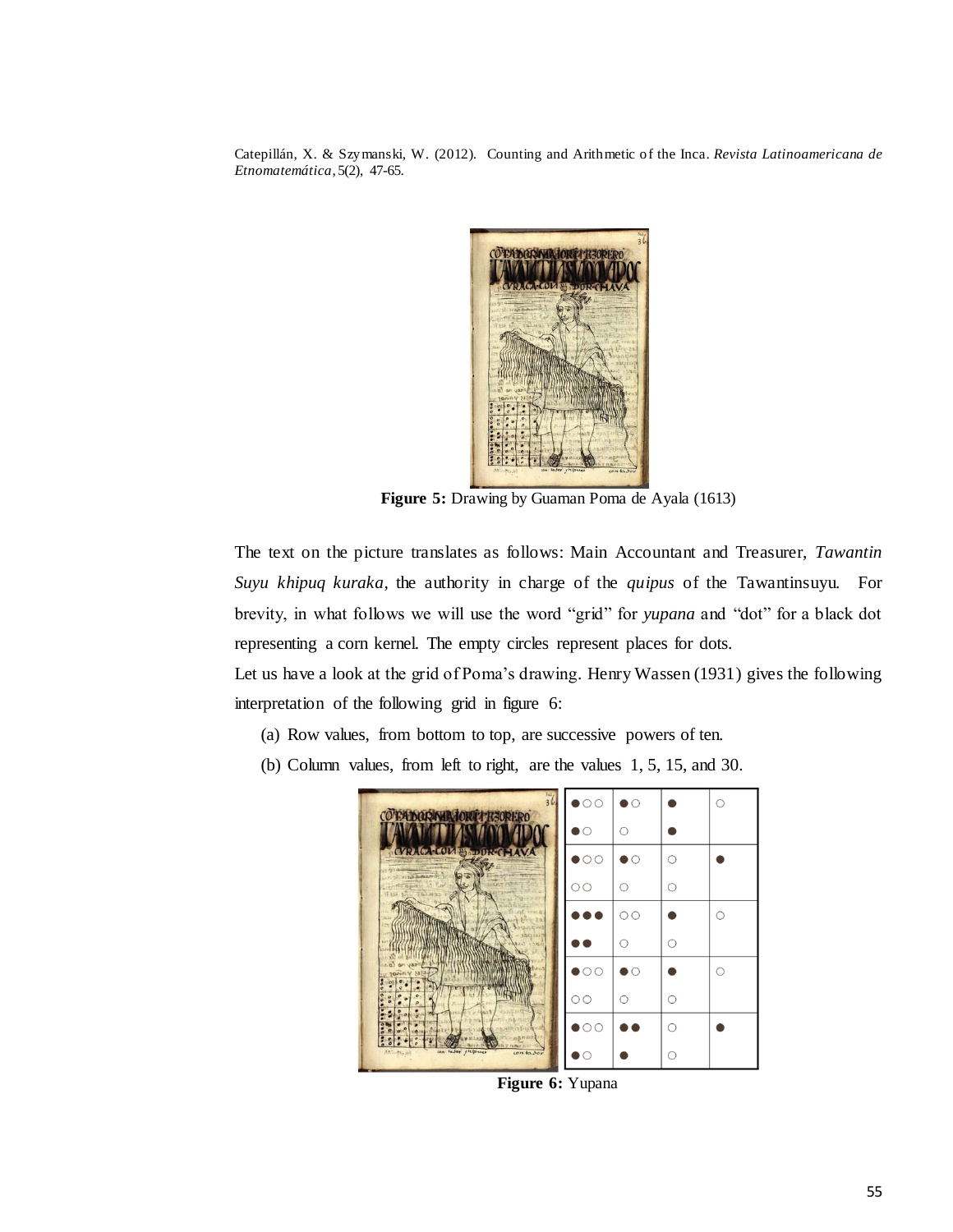**Figure 5:** Drawing by Guaman Poma de Ayala (1613)

The text on the picture translates as follows: Main Accountant and Treasurer, *Tawantin Suyu khipuq kuraka*, the authority in charge of the *quipus* of the Tawantinsuyu. For brevity, in what follows we will use the word "grid" for *yupana* and "dot" for a black dot representing a corn kernel. The empty circles represent places for dots.

Let us have a look at the grid of Poma's drawing. Henry Wassen (1931) gives the following interpretation of the following grid in figure 6:

(a) Row values, from bottom to top, are successive powers of ten.

(b) Column values, from left to right, are the values 1, 5, 15, and 30.

| | | | |
|---|---|---|---|
| ●○○<br>●○ | ●○<br>○ | ●<br>● | ○ |
| ●○○<br>○○ | ●○<br>○ | ○<br>○ | ● |
| ●●●<br>●● | ○○<br>○ | ●<br>○ | ○ |
| ●○○<br>○○ | ●○<br>○ | ●<br>○ | ○ |
| ●○○<br>●○ | ●●<br>● | ○<br>○ | ● |

**Figure 6:** Yupana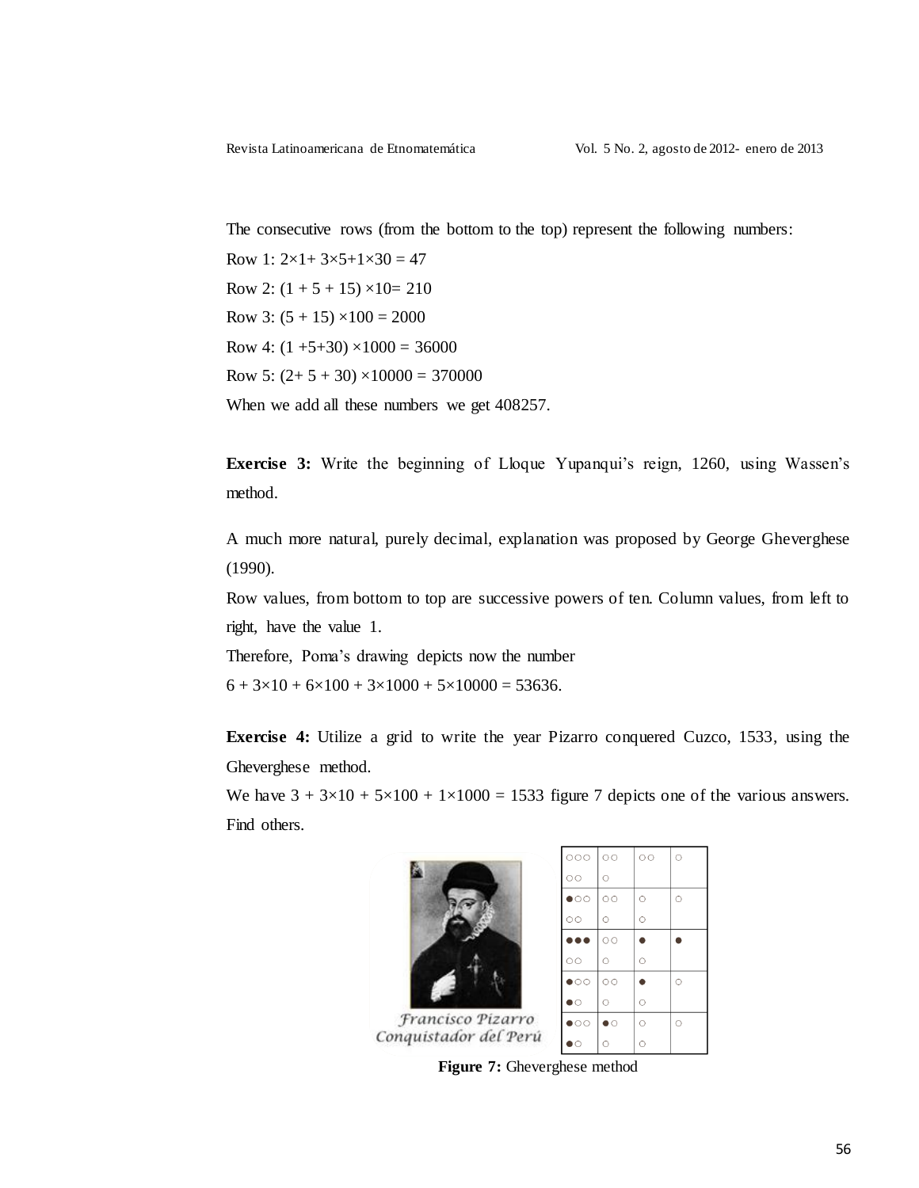The consecutive rows (from the bottom to the top) represent the following numbers:

Row 1: $2\times1+ 3\times5+1\times30 = 47$

Row 2: $(1 + 5 + 15) \times10= 210$

Row 3: $(5 + 15) \times100 = 2000$

Row 4: $(1 +5+30) \times1000 = 36000$

Row 5: $(2+ 5 + 30) \times10000 = 370000$

When we add all these numbers we get 408257.

**Exercise 3:** Write the beginning of Lloque Yupanqui's reign, 1260, using Wassen's method.

A much more natural, purely decimal, explanation was proposed by George Gheverghese (1990).

Row values, from bottom to top are successive powers of ten. Column values, from left to right, have the value 1.

Therefore, Poma's drawing depicts now the number

$6 + 3\times10 + 6\times100 + 3\times1000 + 5\times10000 = 53636.$

**Exercise 4:** Utilize a grid to write the year Pizarro conquered Cuzco, 1533, using the Gheverghese method.

We have $3 + 3\times10 + 5\times100 + 1\times1000 = 1533$ figure 7 depicts one of the various answers. Find others.

Francisco Pizarro
Conquistador del Perú

| | | | |
|---|---|---|---|
| ○○○<br>○○ | ○○<br>○ | ○○ | ○ |
| ●○○<br>○○ | ○○<br>○ | ○<br>○ | ○ |
| ●●●<br>○○ | ○○<br>○ | ●<br>○ | ● |
| ●○○<br>●○ | ○○<br>○ | ●<br>○ | ○ |
| ●○○<br>●○ | ●○<br>○ | ○<br>○ | ○ |

**Figure 7:** Gheverghese method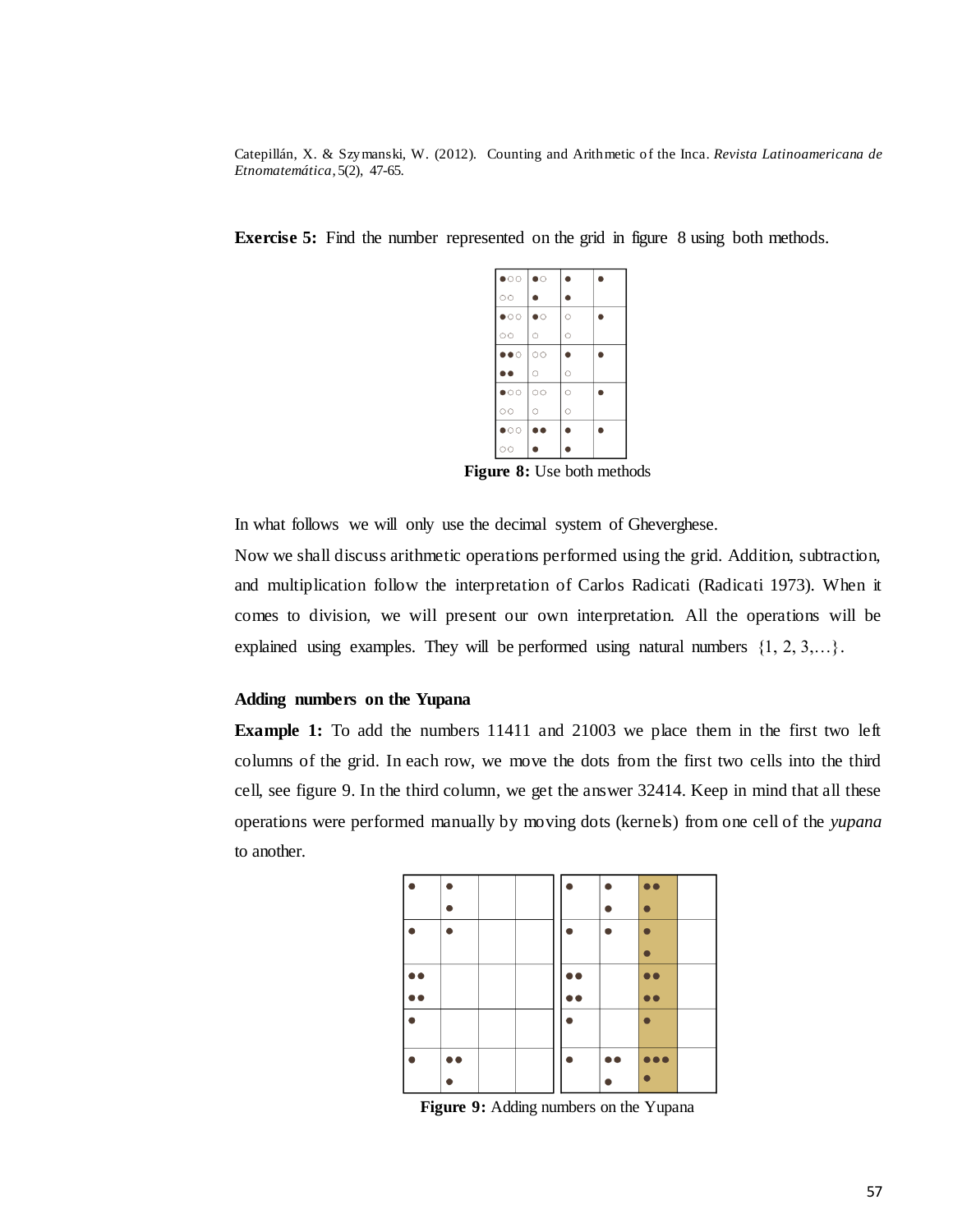**Exercise 5:** Find the number represented on the grid in figure 8 using both methods.

**Figure 8:** Use both methods

In what follows we will only use the decimal system of Gheverghese.

Now we shall discuss arithmetic operations performed using the grid. Addition, subtraction, and multiplication follow the interpretation of Carlos Radicati (Radicati 1973). When it comes to division, we will present our own interpretation. All the operations will be explained using examples. They will be performed using natural numbers {1, 2, 3,…}.

**Adding numbers on the Yupana**

**Example 1:** To add the numbers 11411 and 21003 we place them in the first two left columns of the grid. In each row, we move the dots from the first two cells into the third cell, see figure 9. In the third column, we get the answer 32414. Keep in mind that all these operations were performed manually by moving dots (kernels) from one cell of the *yupana* to another.

**Figure 9:** Adding numbers on the Yupana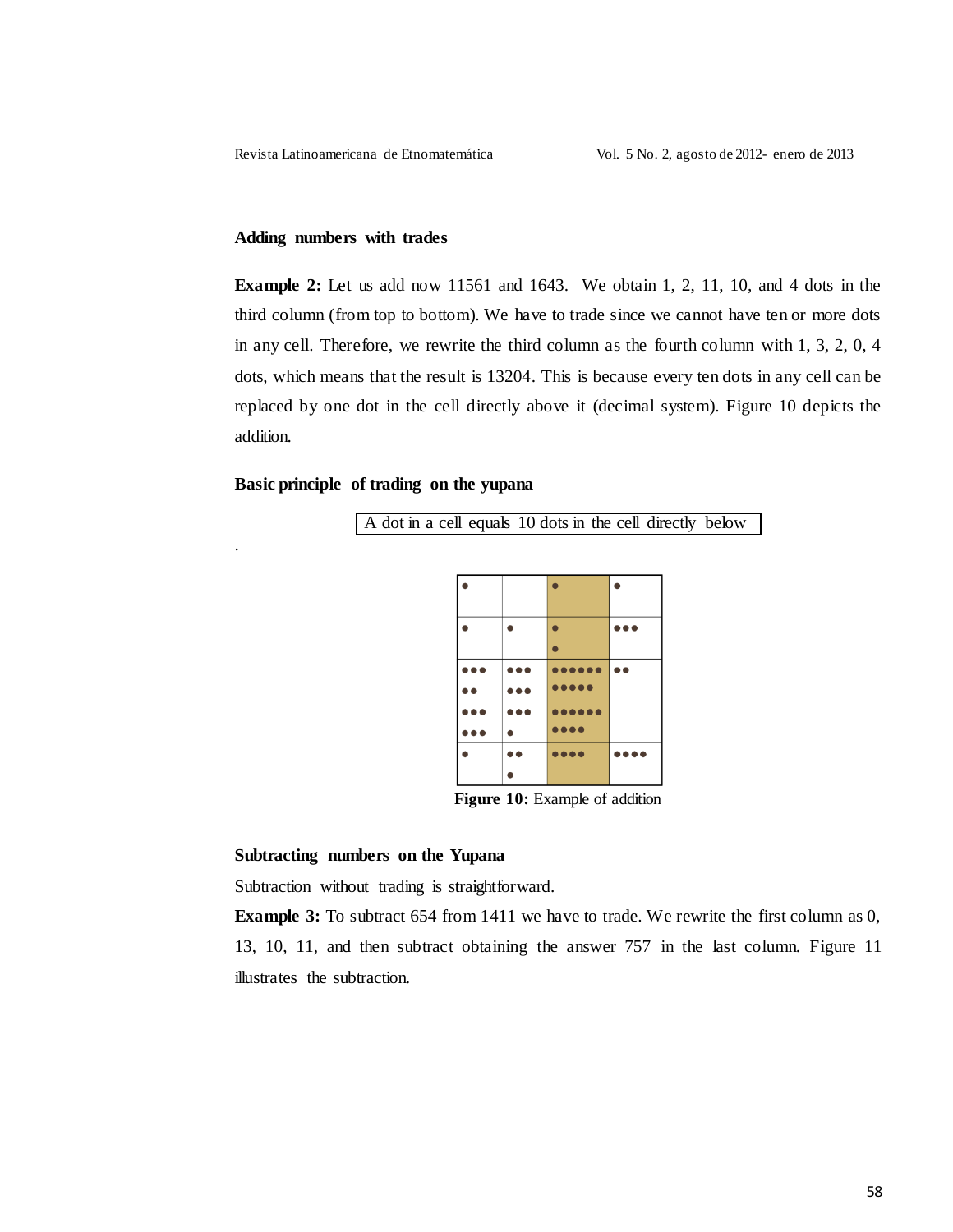### Adding numbers with trades

**Example 2:** Let us add now 11561 and 1643. We obtain 1, 2, 11, 10, and 4 dots in the third column (from top to bottom). We have to trade since we cannot have ten or more dots in any cell. Therefore, we rewrite the third column as the fourth column with 1, 3, 2, 0, 4 dots, which means that the result is 13204. This is because every ten dots in any cell can be replaced by one dot in the cell directly above it (decimal system). Figure 10 depicts the addition.

### Basic principle of trading on the yupana

A dot in a cell equals 10 dots in the cell directly below

| • | | • | • |
|---|---|---|---|
| • | • | •• | ••• |
| ••••• | •••••• | ••••••••••• | •• |
| •••••• | •••• | •••••••••• | |
| • | ••• | •••• | •••• |

**Figure 10:** Example of addition

### Subtracting numbers on the Yupana

Subtraction without trading is straightforward.

**Example 3:** To subtract 654 from 1411 we have to trade. We rewrite the first column as 0, 13, 10, 11, and then subtract obtaining the answer 757 in the last column. Figure 11 illustrates the subtraction.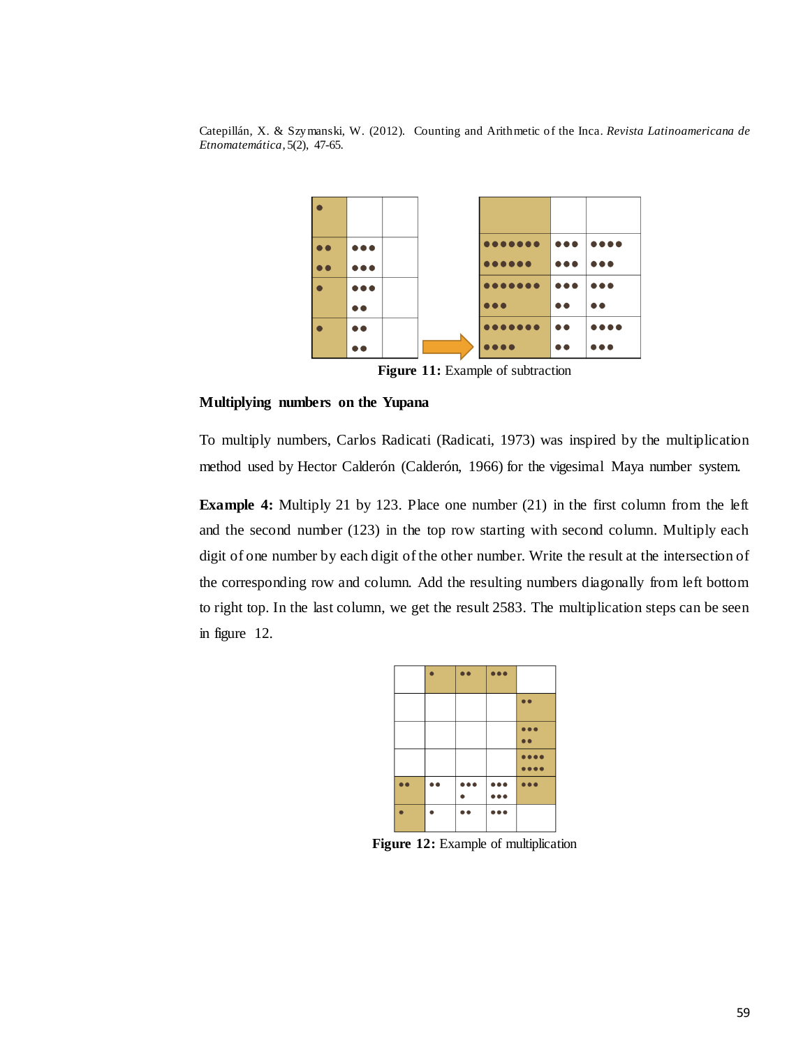**Figure 11:** Example of subtraction

**Multiplying numbers on the Yupana**

To multiply numbers, Carlos Radicati (Radicati, 1973) was inspired by the multiplication method used by Hector Calderón (Calderón, 1966) for the vigesimal Maya number system.

**Example 4:** Multiply 21 by 123. Place one number (21) in the first column from the left and the second number (123) in the top row starting with second column. Multiply each digit of one number by each digit of the other number. Write the result at the intersection of the corresponding row and column. Add the resulting numbers diagonally from left bottom to right top. In the last column, we get the result 2583. The multiplication steps can be seen in figure 12.

**Figure 12:** Example of multiplication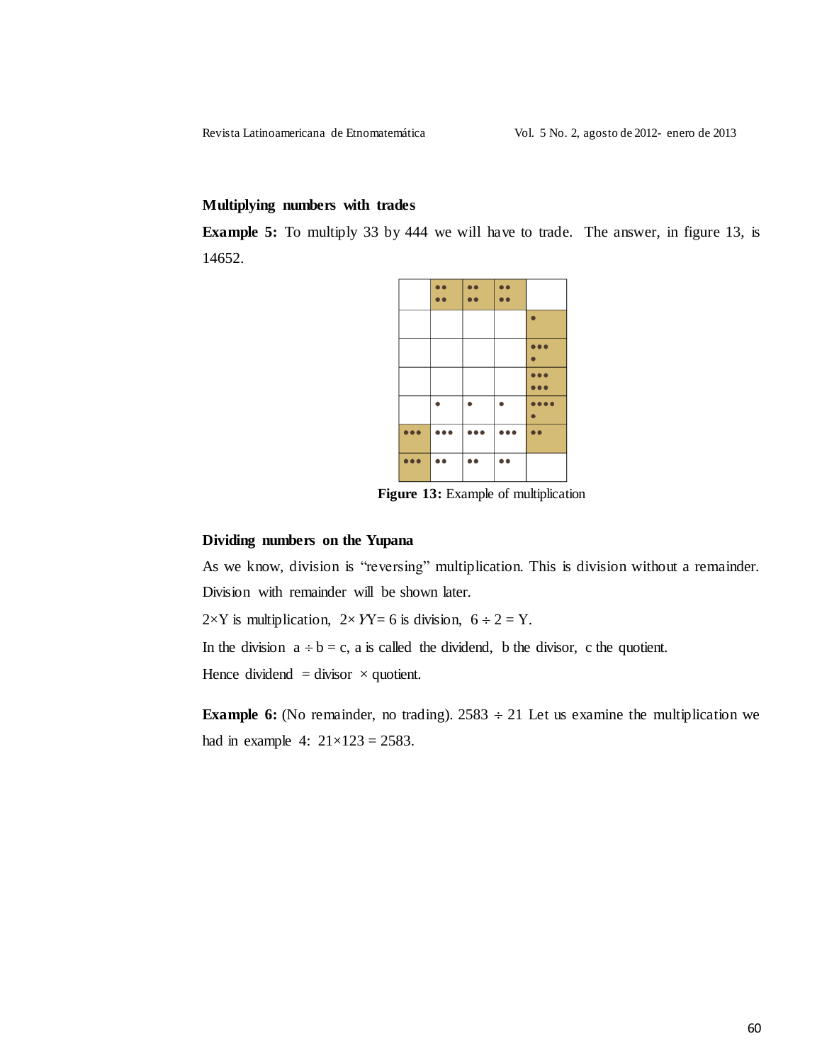### Multiplying numbers with trades

**Example 5:** To multiply 33 by 444 we will have to trade. The answer, in figure 13, is 14652.

**Figure 13:** Example of multiplication

### Dividing numbers on the Yupana

As we know, division is "reversing" multiplication. This is division without a remainder. Division with remainder will be shown later.

$2\times Y$ is multiplication, $2\times YY = 6$ is division, $6 \div 2 = Y$.

In the division $a \div b = c$, a is called the dividend, b the divisor, c the quotient.

Hence dividend = divisor × quotient.

**Example 6:** (No remainder, no trading). $2583 \div 21$ Let us examine the multiplication we had in example 4: $21\times 123 = 2583$.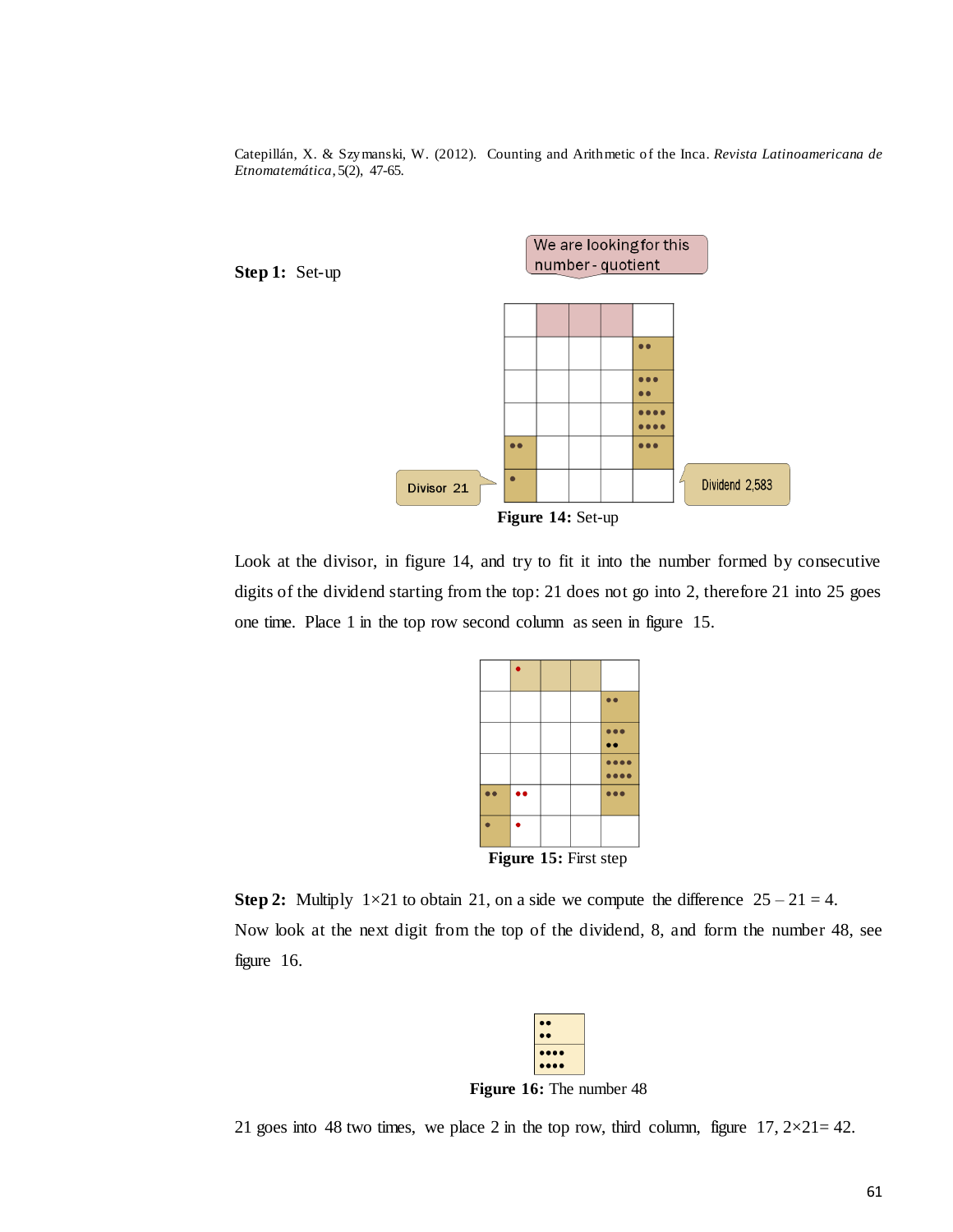**Step 1:** Set-up

Figure 14: Set-up

Look at the divisor, in figure 14, and try to fit it into the number formed by consecutive digits of the dividend starting from the top: 21 does not go into 2, therefore 21 into 25 goes one time. Place 1 in the top row second column as seen in figure 15.

Figure 15: First step

**Step 2:** Multiply $1×21$ to obtain 21, on a side we compute the difference $25 – 21 = 4$. Now look at the next digit from the top of the dividend, 8, and form the number 48, see figure 16.

Figure 16: The number 48

21 goes into 48 two times, we place 2 in the top row, third column, figure 17, $2×21= 42$.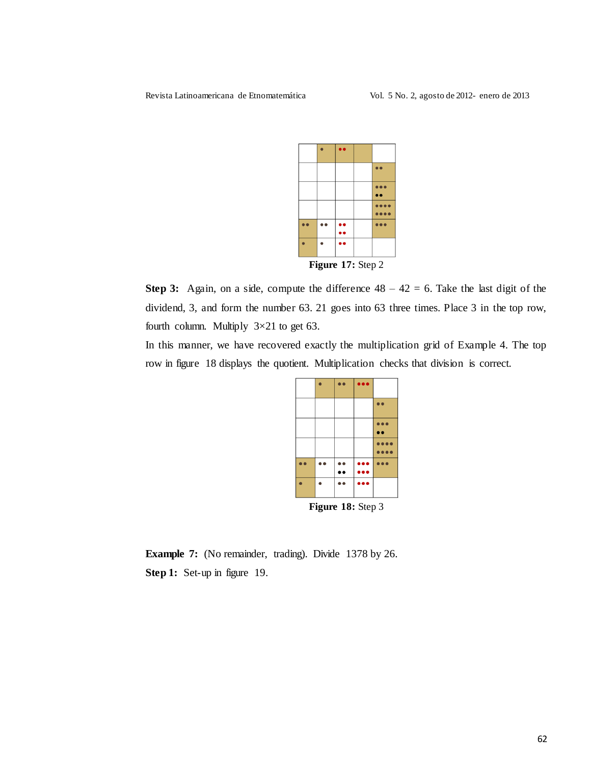Figure 17: Step 2

**Step 3:** Again, on a side, compute the difference $48 - 42 = 6$. Take the last digit of the dividend, 3, and form the number 63. 21 goes into 63 three times. Place 3 in the top row, fourth column. Multiply $3\times21$ to get 63.

In this manner, we have recovered exactly the multiplication grid of Example 4. The top row in figure 18 displays the quotient. Multiplication checks that division is correct.

Figure 18: Step 3

**Example 7:** (No remainder, trading). Divide 1378 by 26.

**Step 1:** Set-up in figure 19.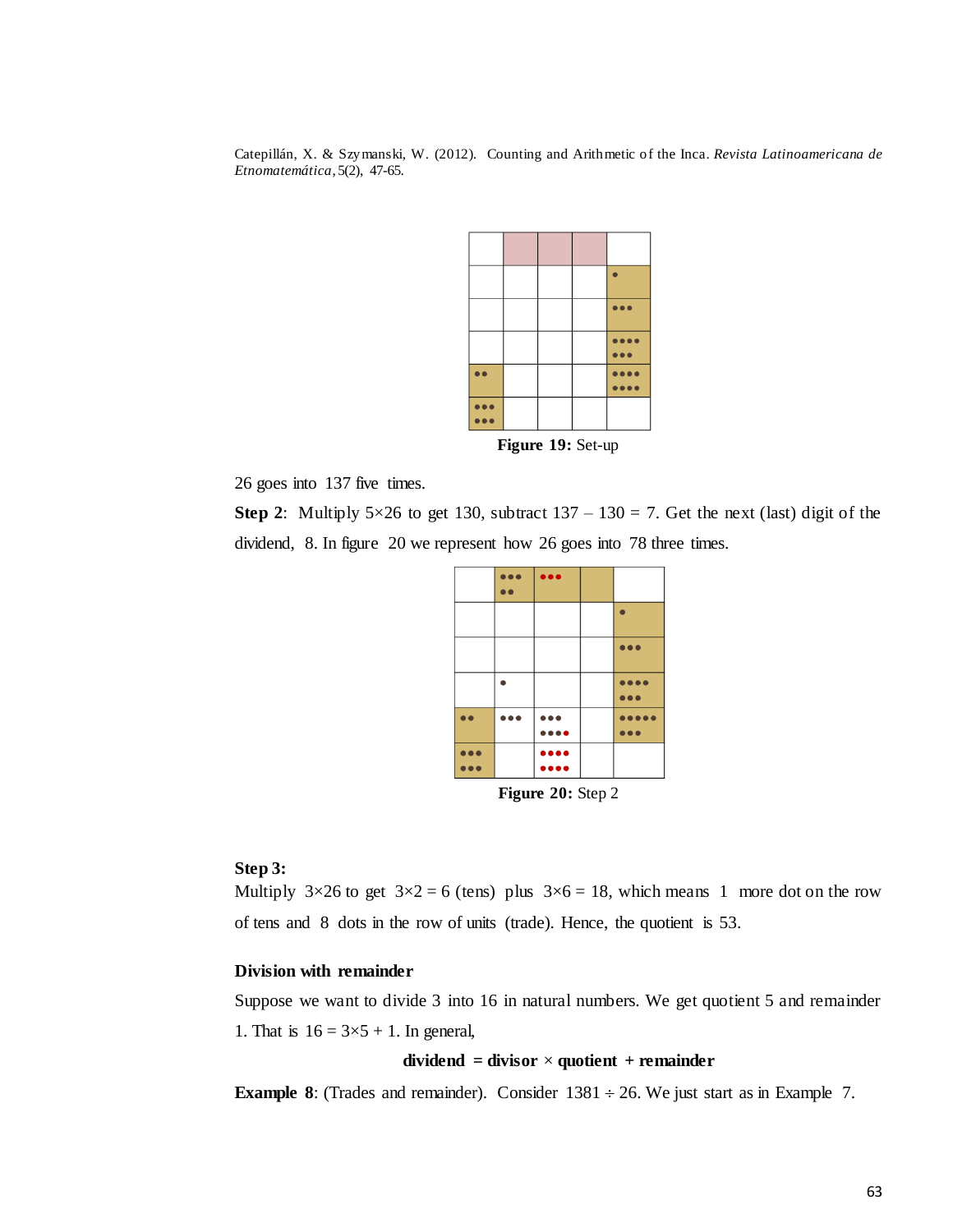Figure 19: Set-up

26 goes into 137 five times.

**Step 2**: Multiply 5×26 to get 130, subtract 137 – 130 = 7. Get the next (last) digit of the dividend, 8. In figure 20 we represent how 26 goes into 78 three times.

**Figure 20:** Step 2

**Step 3:**

Multiply 3×26 to get 3×2 = 6 (tens) plus 3×6 = 18, which means 1 more dot on the row of tens and 8 dots in the row of units (trade). Hence, the quotient is 53.

### Division with remainder

Suppose we want to divide 3 into 16 in natural numbers. We get quotient 5 and remainder 1. That is 16 = 3×5 + 1. In general,

**dividend = divisor × quotient + remainder**

**Example 8**: (Trades and remainder). Consider 1381 ÷ 26. We just start as in Example 7.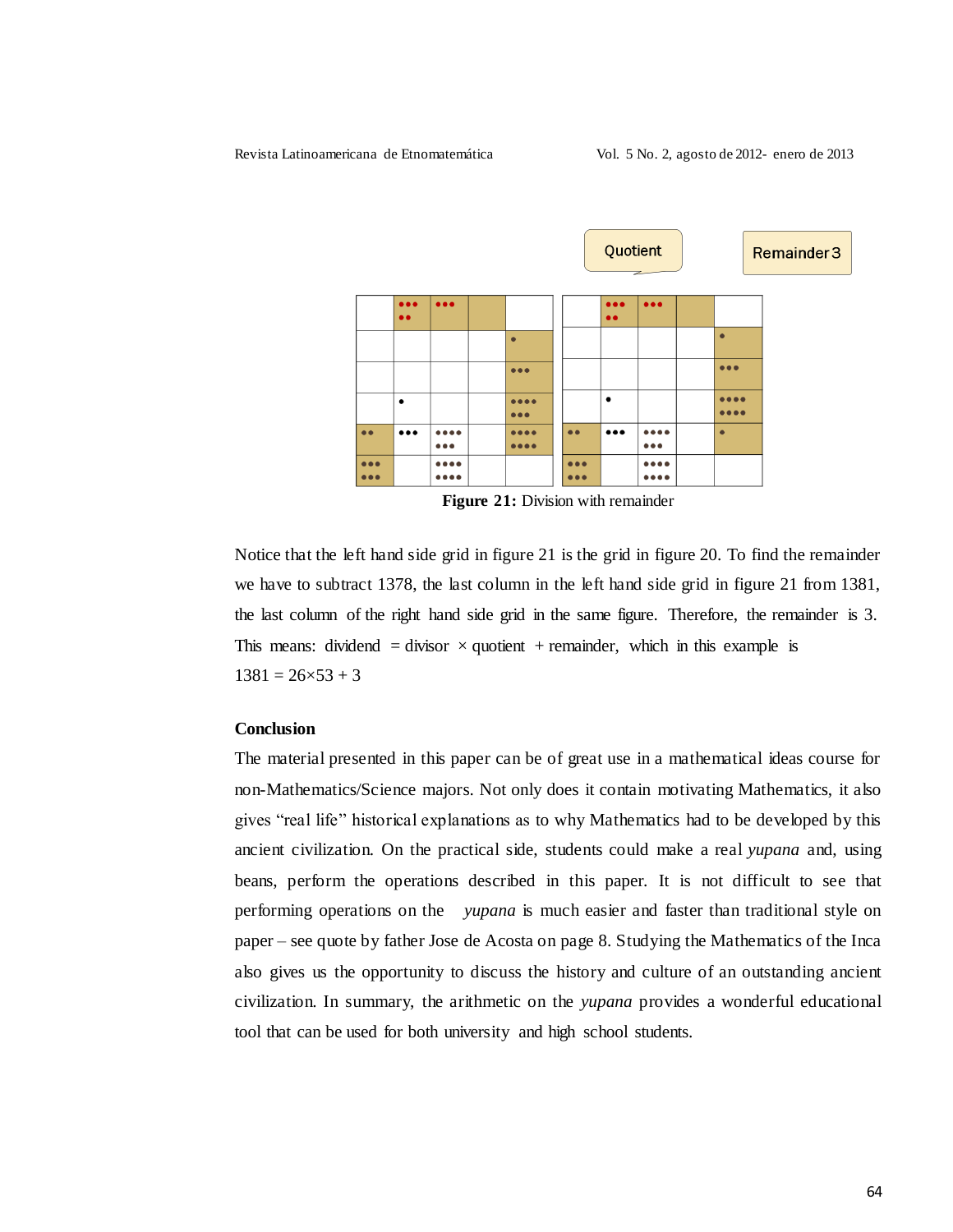**Figure 21:** Division with remainder

Notice that the left hand side grid in figure 21 is the grid in figure 20. To find the remainder we have to subtract 1378, the last column in the left hand side grid in figure 21 from 1381, the last column of the right hand side grid in the same figure. Therefore, the remainder is 3. This means: dividend = divisor × quotient + remainder, which in this example is
$1381 = 26 \times 53 + 3$

## Conclusion

The material presented in this paper can be of great use in a mathematical ideas course for non-Mathematics/Science majors. Not only does it contain motivating Mathematics, it also gives "real life" historical explanations as to why Mathematics had to be developed by this ancient civilization. On the practical side, students could make a real *yupana* and, using beans, perform the operations described in this paper. It is not difficult to see that performing operations on the *yupana* is much easier and faster than traditional style on paper – see quote by father Jose de Acosta on page 8. Studying the Mathematics of the Inca also gives us the opportunity to discuss the history and culture of an outstanding ancient civilization. In summary, the arithmetic on the *yupana* provides a wonderful educational tool that can be used for both university and high school students.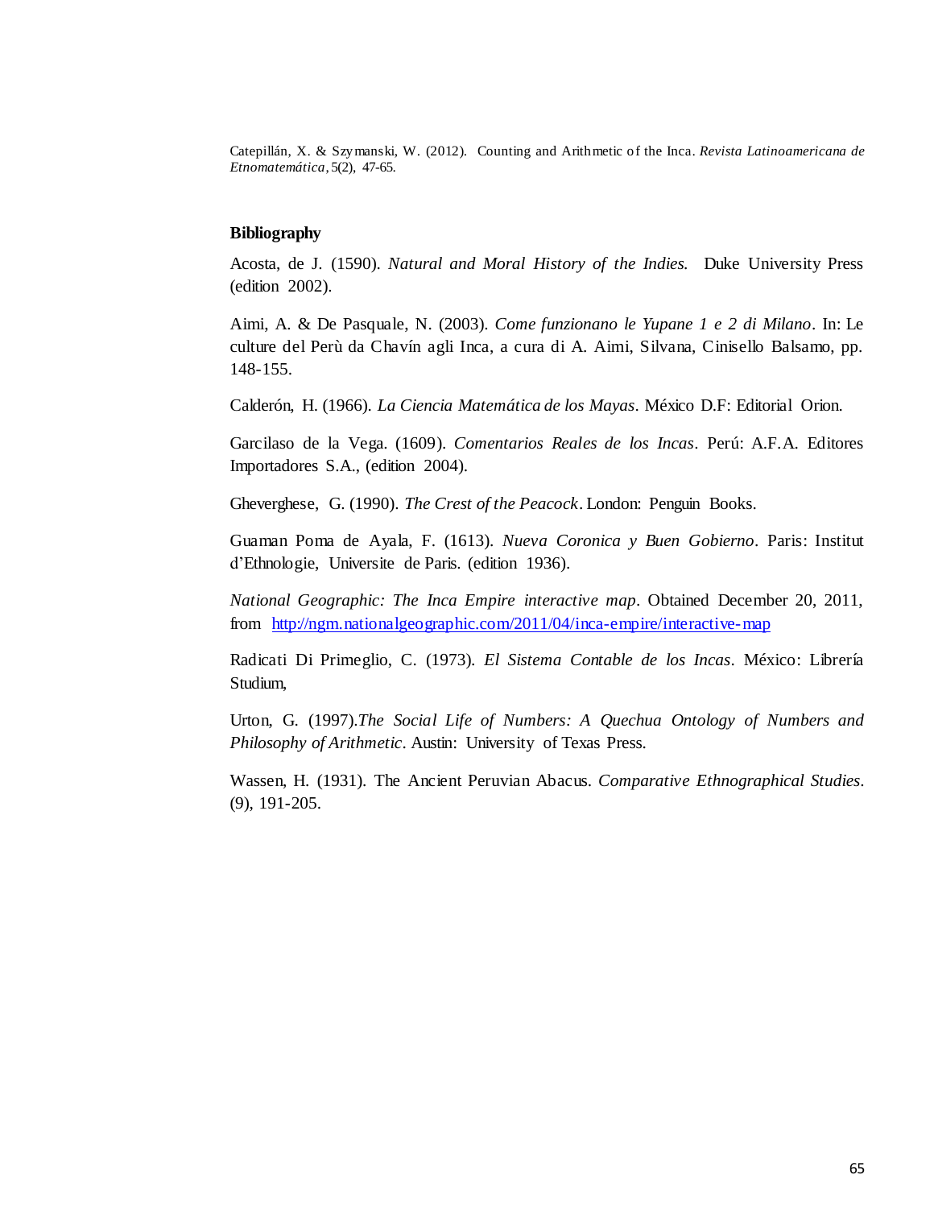## Bibliography

Acosta, de J. (1590). *Natural and Moral History of the Indies.* Duke University Press (edition 2002).

Aimi, A. & De Pasquale, N. (2003). *Come funzionano le Yupane 1 e 2 di Milano*. In: Le culture del Perù da Chavín agli Inca, a cura di A. Aimi, Silvana, Cinisello Balsamo, pp. 148-155.

Calderón, H. (1966). *La Ciencia Matemática de los Mayas*. México D.F: Editorial Orion.

Garcilaso de la Vega. (1609). *Comentarios Reales de los Incas*. Perú: A.F.A. Editores Importadores S.A., (edition 2004).

Gheverghese, G. (1990). *The Crest of the Peacock*. London: Penguin Books.

Guaman Poma de Ayala, F. (1613). *Nueva Coronica y Buen Gobierno*. Paris: Institut d'Ethnologie, Universite de Paris. (edition 1936).

*National Geographic: The Inca Empire interactive map*. Obtained December 20, 2011, from http://ngm.nationalgeographic.com/2011/04/inca-empire/interactive-map

Radicati Di Primeglio, C. (1973). *El Sistema Contable de los Incas*. México: Librería Studium,

Urton, G. (1997).*The Social Life of Numbers: A Quechua Ontology of Numbers and Philosophy of Arithmetic*. Austin: University of Texas Press.

Wassen, H. (1931). The Ancient Peruvian Abacus. *Comparative Ethnographical Studies*. (9), 191-205.